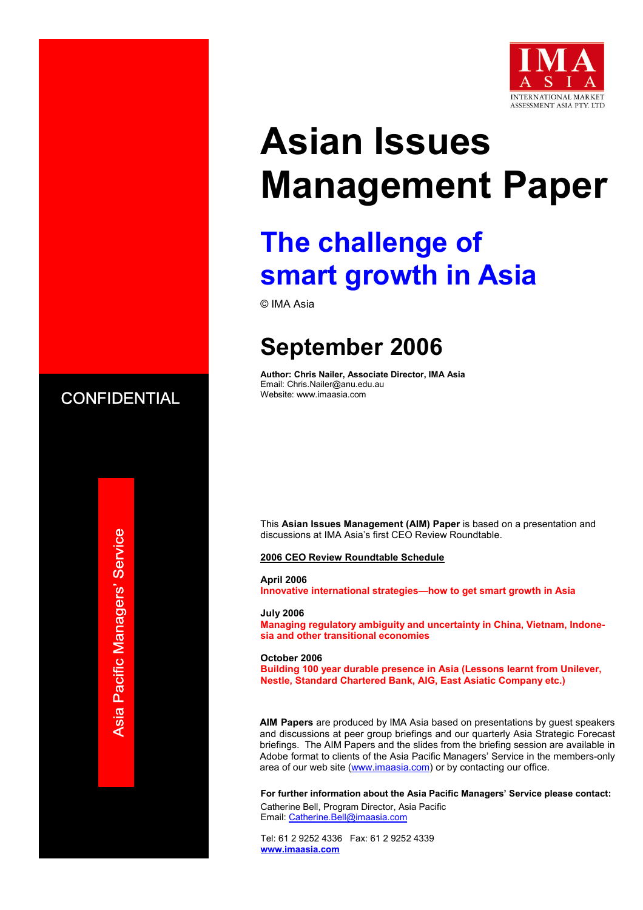IMA
ASIA
INTERNATIONAL MARKET ASSESSMENT ASIA PTY. LTD

# Asian Issues Management Paper

## The challenge of smart growth in Asia

© IMA Asia

## September 2006

**Author: Chris Nailer, Associate Director, IMA Asia**
Email: Chris.Nailer@anu.edu.au
Website: www.imaasia.com

CONFIDENTIAL

Asia Pacific Managers' Service

This **Asian Issues Management (AIM) Paper** is based on a presentation and discussions at IMA Asia's first CEO Review Roundtable.

**2006 CEO Review Roundtable Schedule**

**April 2006**
**Innovative international strategies—how to get smart growth in Asia**

**July 2006**
**Managing regulatory ambiguity and uncertainty in China, Vietnam, Indonesia and other transitional economies**

**October 2006**
**Building 100 year durable presence in Asia (Lessons learnt from Unilever, Nestle, Standard Chartered Bank, AIG, East Asiatic Company etc.)**

**AIM Papers** are produced by IMA Asia based on presentations by guest speakers and discussions at peer group briefings and our quarterly Asia Strategic Forecast briefings. The AIM Papers and the slides from the briefing session are available in Adobe format to clients of the Asia Pacific Managers' Service in the members-only area of our web site (www.imaasia.com) or by contacting our office.

**For further information about the Asia Pacific Managers' Service please contact:**
Catherine Bell, Program Director, Asia Pacific
Email: Catherine.Bell@imaasia.com

Tel: 61 2 9252 4336 Fax: 61 2 9252 4339
**www.imaasia.com**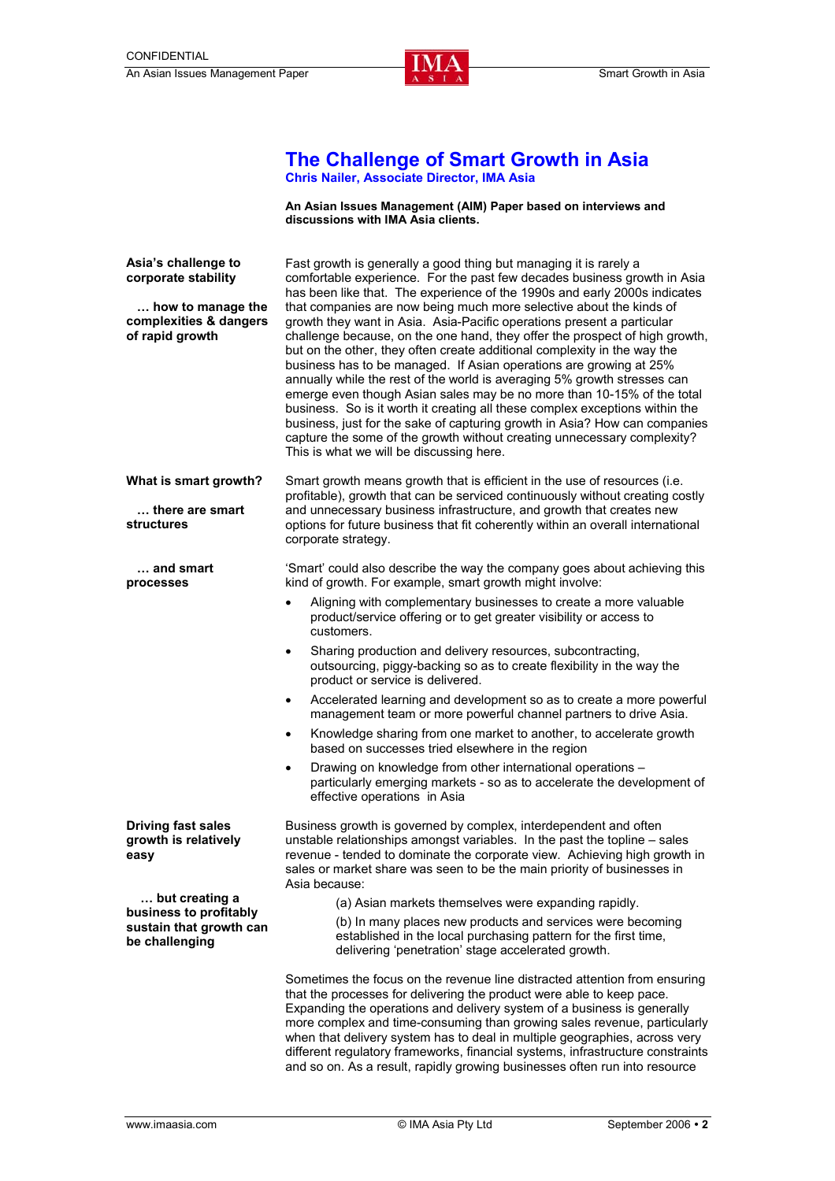# The Challenge of Smart Growth in Asia

**Chris Nailer, Associate Director, IMA Asia**

**An Asian Issues Management (AIM) Paper based on interviews and discussions with IMA Asia clients.**

**Asia's challenge to corporate stability**

**… how to manage the complexities & dangers of rapid growth**

Fast growth is generally a good thing but managing it is rarely a comfortable experience. For the past few decades business growth in Asia has been like that. The experience of the 1990s and early 2000s indicates that companies are now being much more selective about the kinds of growth they want in Asia. Asia-Pacific operations present a particular challenge because, on the one hand, they offer the prospect of high growth, but on the other, they often create additional complexity in the way the business has to be managed. If Asian operations are growing at 25% annually while the rest of the world is averaging 5% growth stresses can emerge even though Asian sales may be no more than 10-15% of the total business. So is it worth it creating all these complex exceptions within the business, just for the sake of capturing growth in Asia? How can companies capture the some of the growth without creating unnecessary complexity? This is what we will be discussing here.

**What is smart growth?**

**… there are smart structures**

Smart growth means growth that is efficient in the use of resources (i.e. profitable), growth that can be serviced continuously without creating costly and unnecessary business infrastructure, and growth that creates new options for future business that fit coherently within an overall international corporate strategy.

**… and smart processes**

'Smart' could also describe the way the company goes about achieving this kind of growth. For example, smart growth might involve:

- Aligning with complementary businesses to create a more valuable product/service offering or to get greater visibility or access to customers.
- Sharing production and delivery resources, subcontracting, outsourcing, piggy-backing so as to create flexibility in the way the product or service is delivered.
- Accelerated learning and development so as to create a more powerful management team or more powerful channel partners to drive Asia.
- Knowledge sharing from one market to another, to accelerate growth based on successes tried elsewhere in the region
- Drawing on knowledge from other international operations – particularly emerging markets - so as to accelerate the development of effective operations in Asia

**Driving fast sales growth is relatively easy**

**… but creating a business to profitably sustain that growth can be challenging**

Business growth is governed by complex, interdependent and often unstable relationships amongst variables. In the past the topline – sales revenue - tended to dominate the corporate view. Achieving high growth in sales or market share was seen to be the main priority of businesses in Asia because:

(a) Asian markets themselves were expanding rapidly.

(b) In many places new products and services were becoming established in the local purchasing pattern for the first time, delivering 'penetration' stage accelerated growth.

Sometimes the focus on the revenue line distracted attention from ensuring that the processes for delivering the product were able to keep pace. Expanding the operations and delivery system of a business is generally more complex and time-consuming than growing sales revenue, particularly when that delivery system has to deal in multiple geographies, across very different regulatory frameworks, financial systems, infrastructure constraints and so on. As a result, rapidly growing businesses often run into resource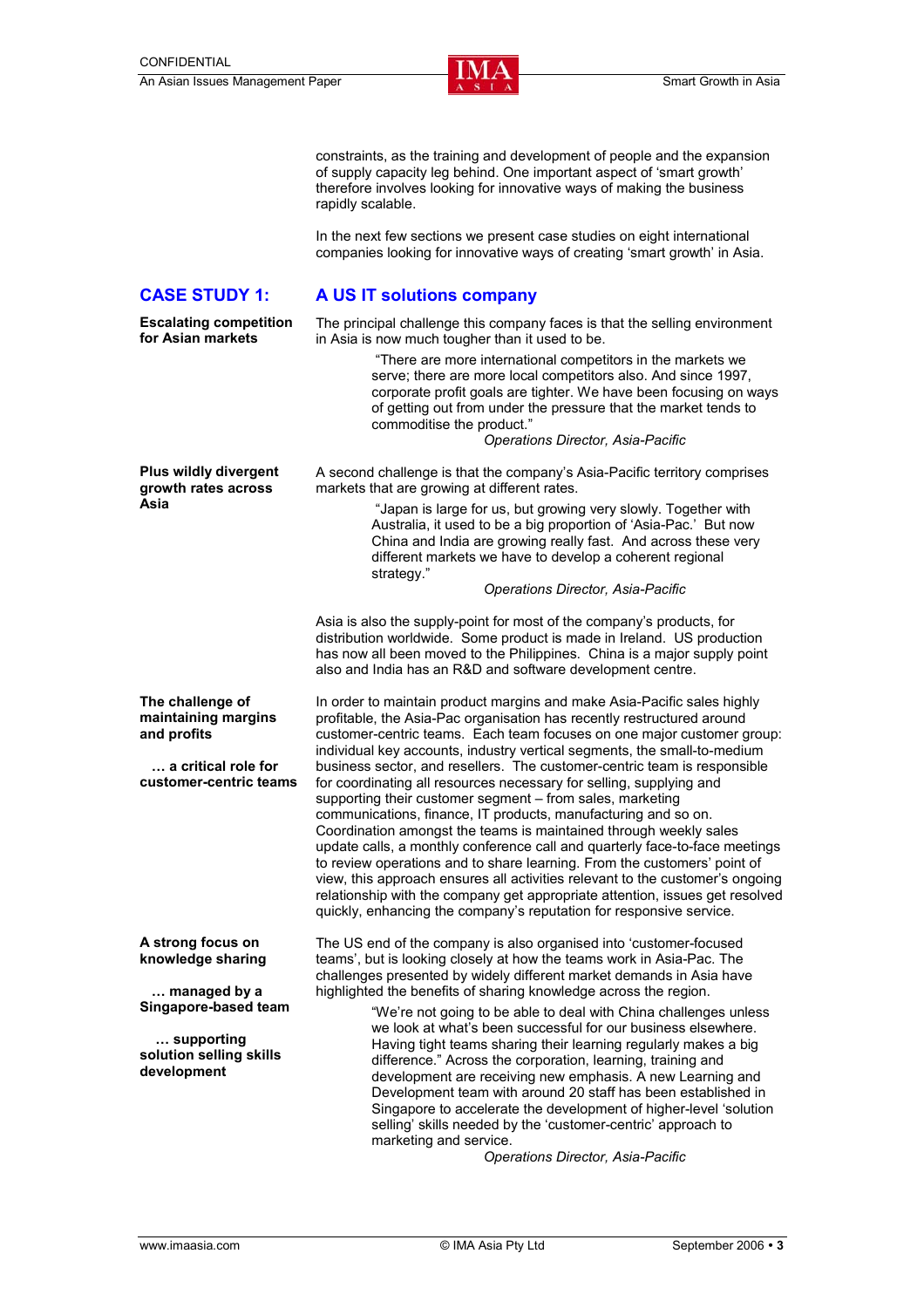constraints, as the training and development of people and the expansion of supply capacity leg behind. One important aspect of 'smart growth' therefore involves looking for innovative ways of making the business rapidly scalable.

In the next few sections we present case studies on eight international companies looking for innovative ways of creating 'smart growth' in Asia.

## CASE STUDY 1: A US IT solutions company

**Escalating competition for Asian markets**

The principal challenge this company faces is that the selling environment in Asia is now much tougher than it used to be.

> "There are more international competitors in the markets we serve; there are more local competitors also. And since 1997, corporate profit goals are tighter. We have been focusing on ways of getting out from under the pressure that the market tends to commoditise the product."
>
> *Operations Director, Asia-Pacific*

**Plus wildly divergent growth rates across Asia**

A second challenge is that the company's Asia-Pacific territory comprises markets that are growing at different rates.

> "Japan is large for us, but growing very slowly. Together with Australia, it used to be a big proportion of 'Asia-Pac.' But now China and India are growing really fast. And across these very different markets we have to develop a coherent regional strategy."
>
> *Operations Director, Asia-Pacific*

Asia is also the supply-point for most of the company's products, for distribution worldwide. Some product is made in Ireland. US production has now all been moved to the Philippines. China is a major supply point also and India has an R&D and software development centre.

**The challenge of maintaining margins and profits**

**… a critical role for customer-centric teams**

In order to maintain product margins and make Asia-Pacific sales highly profitable, the Asia-Pac organisation has recently restructured around customer-centric teams. Each team focuses on one major customer group: individual key accounts, industry vertical segments, the small-to-medium business sector, and resellers. The customer-centric team is responsible for coordinating all resources necessary for selling, supplying and supporting their customer segment – from sales, marketing communications, finance, IT products, manufacturing and so on. Coordination amongst the teams is maintained through weekly sales update calls, a monthly conference call and quarterly face-to-face meetings to review operations and to share learning. From the customers' point of view, this approach ensures all activities relevant to the customer's ongoing relationship with the company get appropriate attention, issues get resolved quickly, enhancing the company's reputation for responsive service.

**A strong focus on knowledge sharing**

**… managed by a Singapore-based team**

**… supporting solution selling skills development**

The US end of the company is also organised into 'customer-focused teams', but is looking closely at how the teams work in Asia-Pac. The challenges presented by widely different market demands in Asia have highlighted the benefits of sharing knowledge across the region.

> "We're not going to be able to deal with China challenges unless we look at what's been successful for our business elsewhere. Having tight teams sharing their learning regularly makes a big difference." Across the corporation, learning, training and development are receiving new emphasis. A new Learning and Development team with around 20 staff has been established in Singapore to accelerate the development of higher-level 'solution selling' skills needed by the 'customer-centric' approach to marketing and service.
>
> *Operations Director, Asia-Pacific*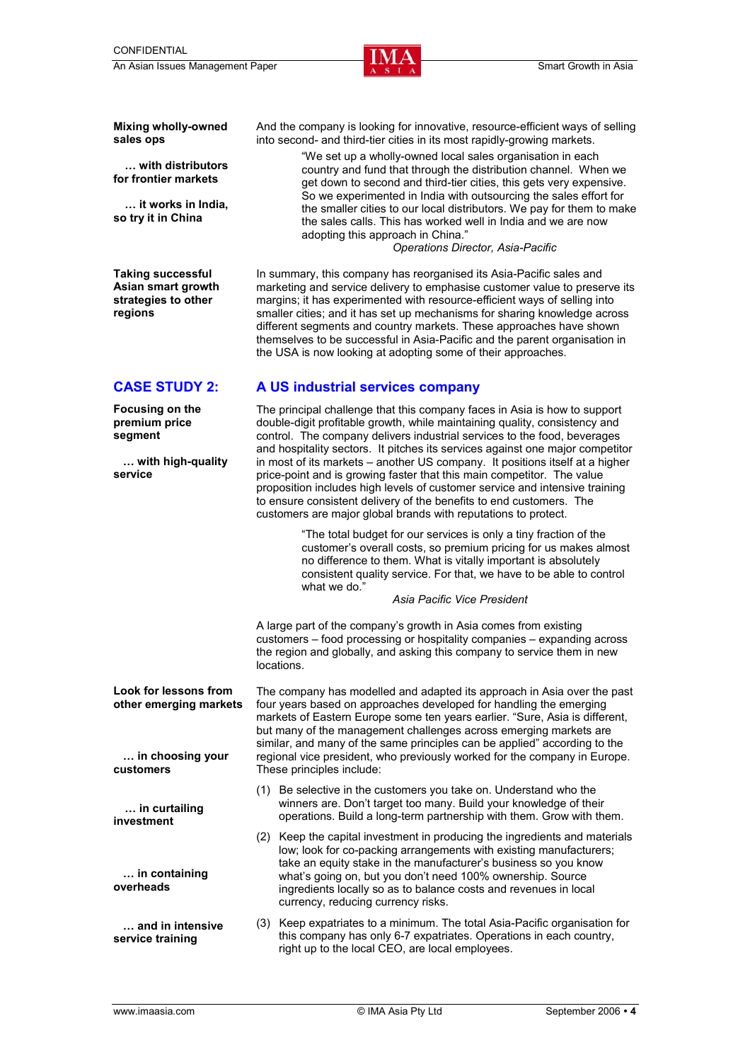**Mixing wholly-owned sales ops**

**… with distributors for frontier markets**

**… it works in India, so try it in China**

And the company is looking for innovative, resource-efficient ways of selling into second- and third-tier cities in its most rapidly-growing markets.

> "We set up a wholly-owned local sales organisation in each country and fund that through the distribution channel. When we get down to second and third-tier cities, this gets very expensive. So we experimented in India with outsourcing the sales effort for the smaller cities to our local distributors. We pay for them to make the sales calls. This has worked well in India and we are now adopting this approach in China."
>
> *Operations Director, Asia-Pacific*

**Taking successful Asian smart growth strategies to other regions**

In summary, this company has reorganised its Asia-Pacific sales and marketing and service delivery to emphasise customer value to preserve its margins; it has experimented with resource-efficient ways of selling into smaller cities; and it has set up mechanisms for sharing knowledge across different segments and country markets. These approaches have shown themselves to be successful in Asia-Pacific and the parent organisation in the USA is now looking at adopting some of their approaches.

## CASE STUDY 2: A US industrial services company

**Focusing on the premium price segment**

**… with high-quality service**

The principal challenge that this company faces in Asia is how to support double-digit profitable growth, while maintaining quality, consistency and control. The company delivers industrial services to the food, beverages and hospitality sectors. It pitches its services against one major competitor in most of its markets – another US company. It positions itself at a higher price-point and is growing faster that this main competitor. The value proposition includes high levels of customer service and intensive training to ensure consistent delivery of the benefits to end customers. The customers are major global brands with reputations to protect.

> "The total budget for our services is only a tiny fraction of the customer's overall costs, so premium pricing for us makes almost no difference to them. What is vitally important is absolutely consistent quality service. For that, we have to be able to control what we do."
>
> *Asia Pacific Vice President*

A large part of the company's growth in Asia comes from existing customers – food processing or hospitality companies – expanding across the region and globally, and asking this company to service them in new locations.

**Look for lessons from other emerging markets**

**… in choosing your customers**

**… in curtailing investment**

**… in containing overheads**

**… and in intensive service training**

The company has modelled and adapted its approach in Asia over the past four years based on approaches developed for handling the emerging markets of Eastern Europe some ten years earlier. "Sure, Asia is different, but many of the management challenges across emerging markets are similar, and many of the same principles can be applied" according to the regional vice president, who previously worked for the company in Europe. These principles include:

(1) Be selective in the customers you take on. Understand who the winners are. Don't target too many. Build your knowledge of their operations. Build a long-term partnership with them. Grow with them.

(2) Keep the capital investment in producing the ingredients and materials low; look for co-packing arrangements with existing manufacturers; take an equity stake in the manufacturer's business so you know what's going on, but you don't need 100% ownership. Source ingredients locally so as to balance costs and revenues in local currency, reducing currency risks.

(3) Keep expatriates to a minimum. The total Asia-Pacific organisation for this company has only 6-7 expatriates. Operations in each country, right up to the local CEO, are local employees.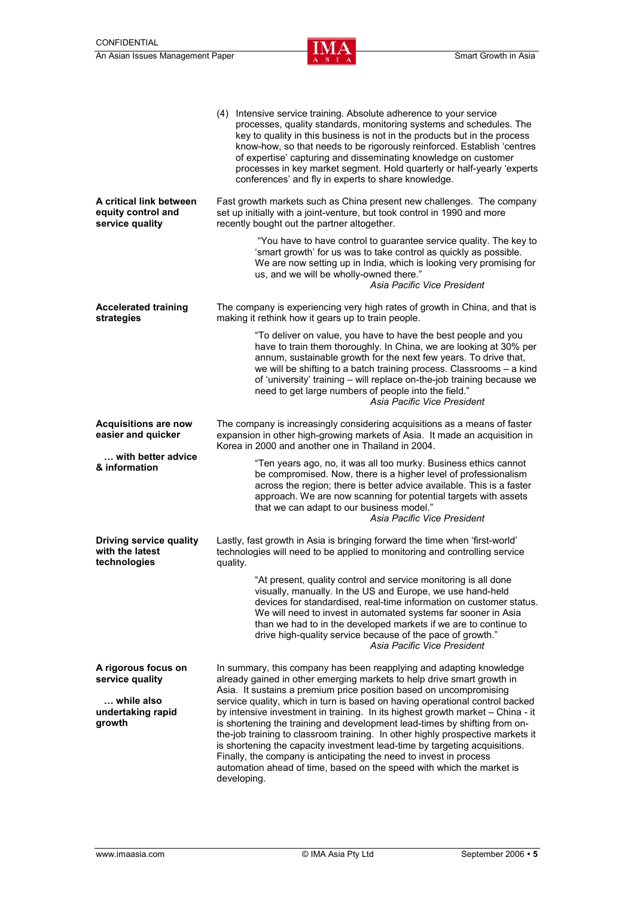(4) Intensive service training. Absolute adherence to your service processes, quality standards, monitoring systems and schedules. The key to quality in this business is not in the products but in the process know-how, so that needs to be rigorously reinforced. Establish 'centres of expertise' capturing and disseminating knowledge on customer processes in key market segment. Hold quarterly or half-yearly 'experts conferences' and fly in experts to share knowledge.

**A critical link between equity control and service quality**

Fast growth markets such as China present new challenges. The company set up initially with a joint-venture, but took control in 1990 and more recently bought out the partner altogether.

> "You have to have control to guarantee service quality. The key to 'smart growth' for us was to take control as quickly as possible. We are now setting up in India, which is looking very promising for us, and we will be wholly-owned there."
>
> *Asia Pacific Vice President*

**Accelerated training strategies**

The company is experiencing very high rates of growth in China, and that is making it rethink how it gears up to train people.

> "To deliver on value, you have to have the best people and you have to train them thoroughly. In China, we are looking at 30% per annum, sustainable growth for the next few years. To drive that, we will be shifting to a batch training process. Classrooms – a kind of 'university' training – will replace on-the-job training because we need to get large numbers of people into the field."
>
> *Asia Pacific Vice President*

**Acquisitions are now easier and quicker**

**… with better advice & information**

The company is increasingly considering acquisitions as a means of faster expansion in other high-growing markets of Asia. It made an acquisition in Korea in 2000 and another one in Thailand in 2004.

> "Ten years ago, no, it was all too murky. Business ethics cannot be compromised. Now, there is a higher level of professionalism across the region; there is better advice available. This is a faster approach. We are now scanning for potential targets with assets that we can adapt to our business model."
>
> *Asia Pacific Vice President*

**Driving service quality with the latest technologies**

Lastly, fast growth in Asia is bringing forward the time when 'first-world' technologies will need to be applied to monitoring and controlling service quality.

> "At present, quality control and service monitoring is all done visually, manually. In the US and Europe, we use hand-held devices for standardised, real-time information on customer status. We will need to invest in automated systems far sooner in Asia than we had to in the developed markets if we are to continue to drive high-quality service because of the pace of growth."
>
> *Asia Pacific Vice President*

**A rigorous focus on service quality**

**… while also undertaking rapid growth**

In summary, this company has been reapplying and adapting knowledge already gained in other emerging markets to help drive smart growth in Asia. It sustains a premium price position based on uncompromising service quality, which in turn is based on having operational control backed by intensive investment in training. In its highest growth market – China - it is shortening the training and development lead-times by shifting from on-the-job training to classroom training. In other highly prospective markets it is shortening the capacity investment lead-time by targeting acquisitions. Finally, the company is anticipating the need to invest in process automation ahead of time, based on the speed with which the market is developing.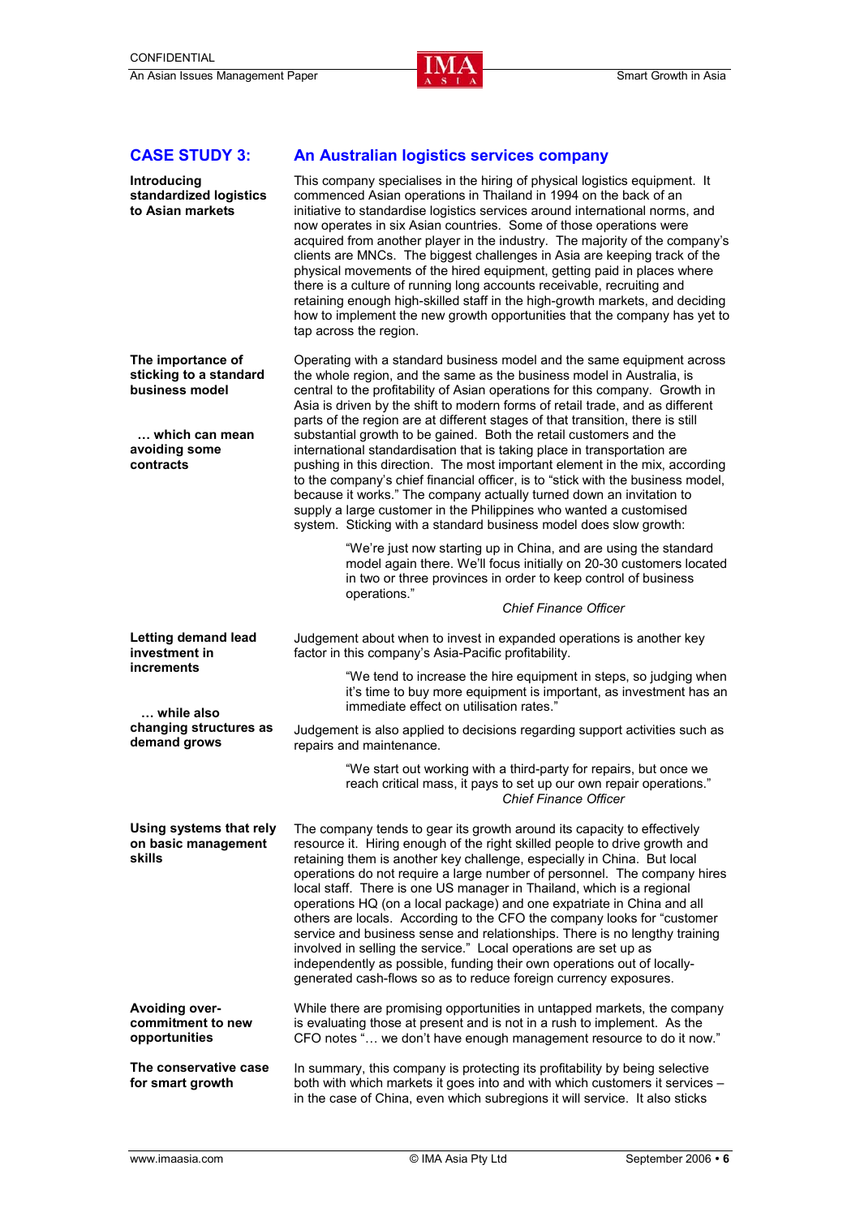## CASE STUDY 3: An Australian logistics services company

**Introducing standardized logistics to Asian markets**

This company specialises in the hiring of physical logistics equipment. It commenced Asian operations in Thailand in 1994 on the back of an initiative to standardise logistics services around international norms, and now operates in six Asian countries. Some of those operations were acquired from another player in the industry. The majority of the company's clients are MNCs. The biggest challenges in Asia are keeping track of the physical movements of the hired equipment, getting paid in places where there is a culture of running long accounts receivable, recruiting and retaining enough high-skilled staff in the high-growth markets, and deciding how to implement the new growth opportunities that the company has yet to tap across the region.

**The importance of sticking to a standard business model**

**… which can mean avoiding some contracts**

Operating with a standard business model and the same equipment across the whole region, and the same as the business model in Australia, is central to the profitability of Asian operations for this company. Growth in Asia is driven by the shift to modern forms of retail trade, and as different parts of the region are at different stages of that transition, there is still substantial growth to be gained. Both the retail customers and the international standardisation that is taking place in transportation are pushing in this direction. The most important element in the mix, according to the company's chief financial officer, is to "stick with the business model, because it works." The company actually turned down an invitation to supply a large customer in the Philippines who wanted a customised system. Sticking with a standard business model does slow growth:

> "We're just now starting up in China, and are using the standard model again there. We'll focus initially on 20-30 customers located in two or three provinces in order to keep control of business operations."
>
> *Chief Finance Officer*

**Letting demand lead investment in increments**

**… while also changing structures as demand grows**

Judgement about when to invest in expanded operations is another key factor in this company's Asia-Pacific profitability.

> "We tend to increase the hire equipment in steps, so judging when it's time to buy more equipment is important, as investment has an immediate effect on utilisation rates."

Judgement is also applied to decisions regarding support activities such as repairs and maintenance.

> "We start out working with a third-party for repairs, but once we reach critical mass, it pays to set up our own repair operations."
>
> *Chief Finance Officer*

**Using systems that rely on basic management skills**

The company tends to gear its growth around its capacity to effectively resource it. Hiring enough of the right skilled people to drive growth and retaining them is another key challenge, especially in China. But local operations do not require a large number of personnel. The company hires local staff. There is one US manager in Thailand, which is a regional operations HQ (on a local package) and one expatriate in China and all others are locals. According to the CFO the company looks for "customer service and business sense and relationships. There is no lengthy training involved in selling the service." Local operations are set up as independently as possible, funding their own operations out of locally-generated cash-flows so as to reduce foreign currency exposures.

**Avoiding over-commitment to new opportunities**

While there are promising opportunities in untapped markets, the company is evaluating those at present and is not in a rush to implement. As the CFO notes "… we don't have enough management resource to do it now."

**The conservative case for smart growth**

In summary, this company is protecting its profitability by being selective both with which markets it goes into and with which customers it services – in the case of China, even which subregions it will service. It also sticks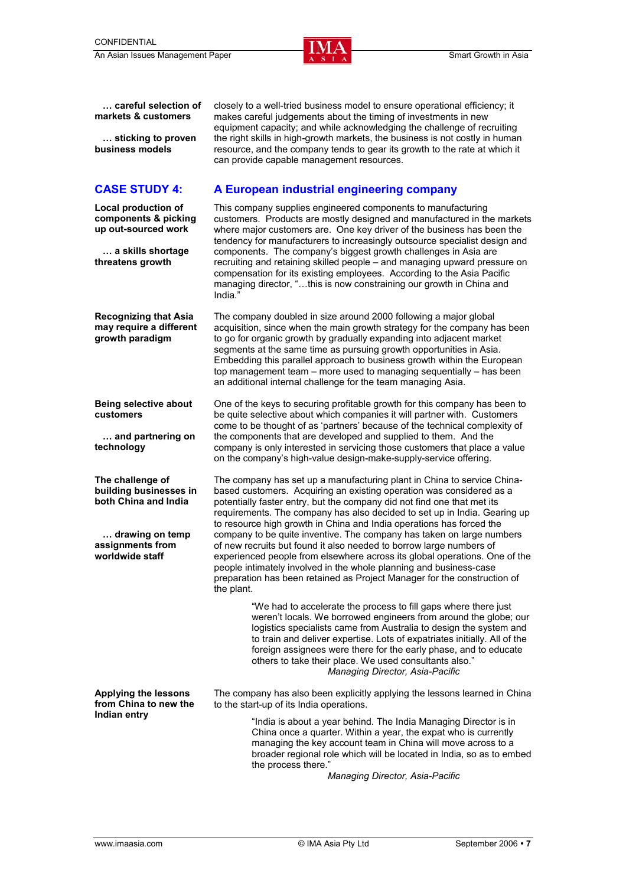**… careful selection of markets & customers**

**… sticking to proven business models**

closely to a well-tried business model to ensure operational efficiency; it makes careful judgements about the timing of investments in new equipment capacity; and while acknowledging the challenge of recruiting the right skills in high-growth markets, the business is not costly in human resource, and the company tends to gear its growth to the rate at which it can provide capable management resources.

## CASE STUDY 4: A European industrial engineering company

**Local production of components & picking up out-sourced work**

**… a skills shortage threatens growth**

This company supplies engineered components to manufacturing customers. Products are mostly designed and manufactured in the markets where major customers are. One key driver of the business has been the tendency for manufacturers to increasingly outsource specialist design and components. The company's biggest growth challenges in Asia are recruiting and retaining skilled people – and managing upward pressure on compensation for its existing employees. According to the Asia Pacific managing director, "…this is now constraining our growth in China and India."

**Recognizing that Asia may require a different growth paradigm**

The company doubled in size around 2000 following a major global acquisition, since when the main growth strategy for the company has been to go for organic growth by gradually expanding into adjacent market segments at the same time as pursuing growth opportunities in Asia. Embedding this parallel approach to business growth within the European top management team – more used to managing sequentially – has been an additional internal challenge for the team managing Asia.

**Being selective about customers**

**… and partnering on technology**

One of the keys to securing profitable growth for this company has been to be quite selective about which companies it will partner with. Customers come to be thought of as 'partners' because of the technical complexity of the components that are developed and supplied to them. And the company is only interested in servicing those customers that place a value on the company's high-value design-make-supply-service offering.

**The challenge of building businesses in both China and India**

**… drawing on temp assignments from worldwide staff**

The company has set up a manufacturing plant in China to service China-based customers. Acquiring an existing operation was considered as a potentially faster entry, but the company did not find one that met its requirements. The company has also decided to set up in India. Gearing up to resource high growth in China and India operations has forced the company to be quite inventive. The company has taken on large numbers of new recruits but found it also needed to borrow large numbers of experienced people from elsewhere across its global operations. One of the people intimately involved in the whole planning and business-case preparation has been retained as Project Manager for the construction of the plant.

> "We had to accelerate the process to fill gaps where there just weren't locals. We borrowed engineers from around the globe; our logistics specialists came from Australia to design the system and to train and deliver expertise. Lots of expatriates initially. All of the foreign assignees were there for the early phase, and to educate others to take their place. We used consultants also."
>
> *Managing Director, Asia-Pacific*

**Applying the lessons from China to new the Indian entry**

The company has also been explicitly applying the lessons learned in China to the start-up of its India operations.

> "India is about a year behind. The India Managing Director is in China once a quarter. Within a year, the expat who is currently managing the key account team in China will move across to a broader regional role which will be located in India, so as to embed the process there."
>
> *Managing Director, Asia-Pacific*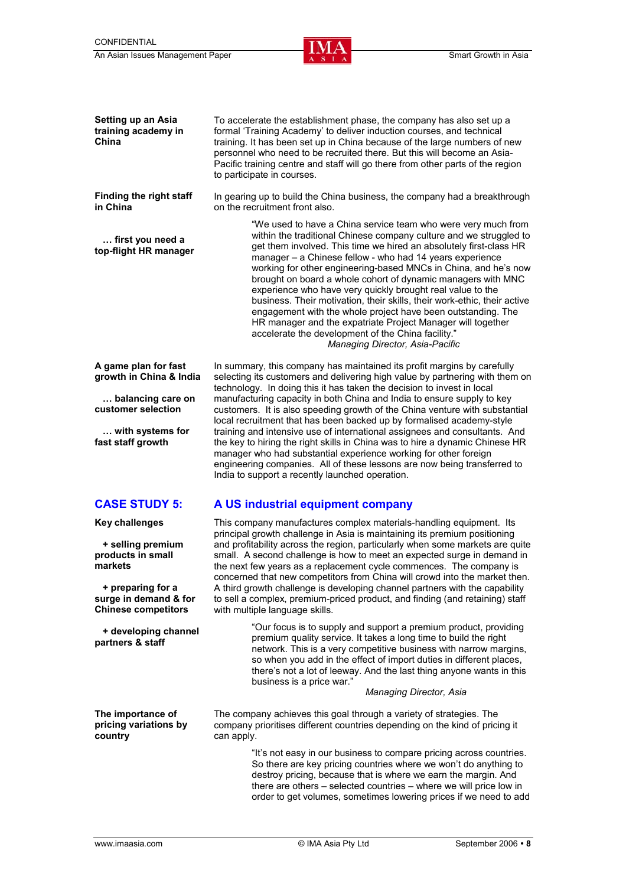**Setting up an Asia training academy in China**

To accelerate the establishment phase, the company has also set up a formal 'Training Academy' to deliver induction courses, and technical training. It has been set up in China because of the large numbers of new personnel who need to be recruited there. But this will become an Asia-Pacific training centre and staff will go there from other parts of the region to participate in courses.

**Finding the right staff in China**

In gearing up to build the China business, the company had a breakthrough on the recruitment front also.

**… first you need a top-flight HR manager**

> "We used to have a China service team who were very much from within the traditional Chinese company culture and we struggled to get them involved. This time we hired an absolutely first-class HR manager – a Chinese fellow - who had 14 years experience working for other engineering-based MNCs in China, and he's now brought on board a whole cohort of dynamic managers with MNC experience who have very quickly brought real value to the business. Their motivation, their skills, their work-ethic, their active engagement with the whole project have been outstanding. The HR manager and the expatriate Project Manager will together accelerate the development of the China facility."
>
> *Managing Director, Asia-Pacific*

**A game plan for fast growth in China & India**

**… balancing care on customer selection**

**… with systems for fast staff growth**

In summary, this company has maintained its profit margins by carefully selecting its customers and delivering high value by partnering with them on technology. In doing this it has taken the decision to invest in local manufacturing capacity in both China and India to ensure supply to key customers. It is also speeding growth of the China venture with substantial local recruitment that has been backed up by formalised academy-style training and intensive use of international assignees and consultants. And the key to hiring the right skills in China was to hire a dynamic Chinese HR manager who had substantial experience working for other foreign engineering companies. All of these lessons are now being transferred to India to support a recently launched operation.

## CASE STUDY 5: A US industrial equipment company

**Key challenges**

**+ selling premium products in small markets**

**+ preparing for a surge in demand & for Chinese competitors**

**+ developing channel partners & staff**

This company manufactures complex materials-handling equipment. Its principal growth challenge in Asia is maintaining its premium positioning and profitability across the region, particularly when some markets are quite small. A second challenge is how to meet an expected surge in demand in the next few years as a replacement cycle commences. The company is concerned that new competitors from China will crowd into the market then. A third growth challenge is developing channel partners with the capability to sell a complex, premium-priced product, and finding (and retaining) staff with multiple language skills.

> "Our focus is to supply and support a premium product, providing premium quality service. It takes a long time to build the right network. This is a very competitive business with narrow margins, so when you add in the effect of import duties in different places, there's not a lot of leeway. And the last thing anyone wants in this business is a price war."
>
> *Managing Director, Asia*

**The importance of pricing variations by country**

The company achieves this goal through a variety of strategies. The company prioritises different countries depending on the kind of pricing it can apply.

> "It's not easy in our business to compare pricing across countries. So there are key pricing countries where we won't do anything to destroy pricing, because that is where we earn the margin. And there are others – selected countries – where we will price low in order to get volumes, sometimes lowering prices if we need to add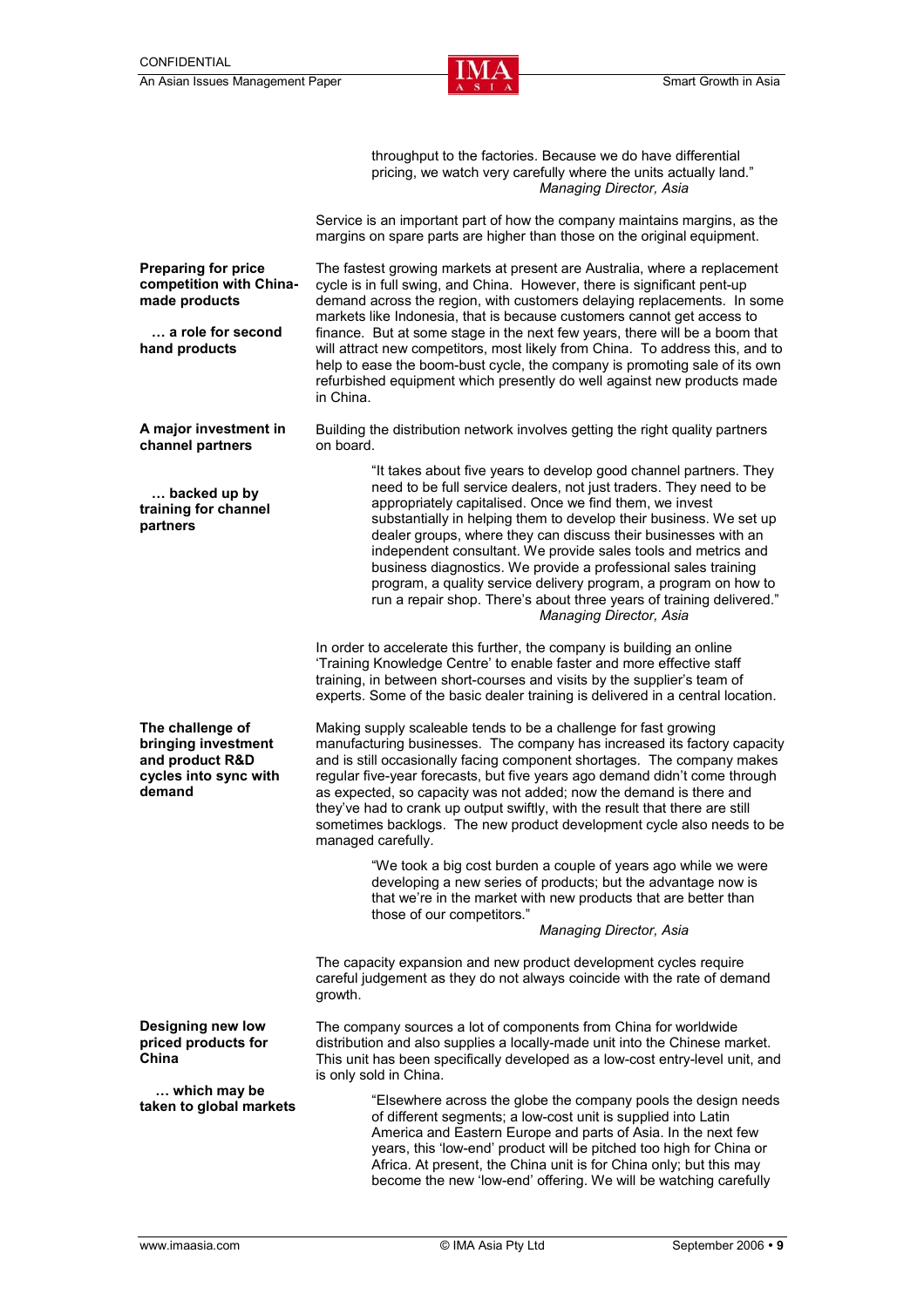throughput to the factories. Because we do have differential pricing, we watch very carefully where the units actually land."
*Managing Director, Asia*

Service is an important part of how the company maintains margins, as the margins on spare parts are higher than those on the original equipment.

**Preparing for price competition with China-made products**

**… a role for second hand products**

The fastest growing markets at present are Australia, where a replacement cycle is in full swing, and China. However, there is significant pent-up demand across the region, with customers delaying replacements. In some markets like Indonesia, that is because customers cannot get access to finance. But at some stage in the next few years, there will be a boom that will attract new competitors, most likely from China. To address this, and to help to ease the boom-bust cycle, the company is promoting sale of its own refurbished equipment which presently do well against new products made in China.

**A major investment in channel partners**

**… backed up by training for channel partners**

Building the distribution network involves getting the right quality partners on board.

> "It takes about five years to develop good channel partners. They need to be full service dealers, not just traders. They need to be appropriately capitalised. Once we find them, we invest substantially in helping them to develop their business. We set up dealer groups, where they can discuss their businesses with an independent consultant. We provide sales tools and metrics and business diagnostics. We provide a professional sales training program, a quality service delivery program, a program on how to run a repair shop. There's about three years of training delivered."
> *Managing Director, Asia*

In order to accelerate this further, the company is building an online 'Training Knowledge Centre' to enable faster and more effective staff training, in between short-courses and visits by the supplier's team of experts. Some of the basic dealer training is delivered in a central location.

**The challenge of bringing investment and product R&D cycles into sync with demand**

Making supply scaleable tends to be a challenge for fast growing manufacturing businesses. The company has increased its factory capacity and is still occasionally facing component shortages. The company makes regular five-year forecasts, but five years ago demand didn't come through as expected, so capacity was not added; now the demand is there and they've had to crank up output swiftly, with the result that there are still sometimes backlogs. The new product development cycle also needs to be managed carefully.

> "We took a big cost burden a couple of years ago while we were developing a new series of products; but the advantage now is that we're in the market with new products that are better than those of our competitors."
> *Managing Director, Asia*

The capacity expansion and new product development cycles require careful judgement as they do not always coincide with the rate of demand growth.

**Designing new low priced products for China**

**… which may be taken to global markets**

The company sources a lot of components from China for worldwide distribution and also supplies a locally-made unit into the Chinese market. This unit has been specifically developed as a low-cost entry-level unit, and is only sold in China.

> "Elsewhere across the globe the company pools the design needs of different segments; a low-cost unit is supplied into Latin America and Eastern Europe and parts of Asia. In the next few years, this 'low-end' product will be pitched too high for China or Africa. At present, the China unit is for China only; but this may become the new 'low-end' offering. We will be watching carefully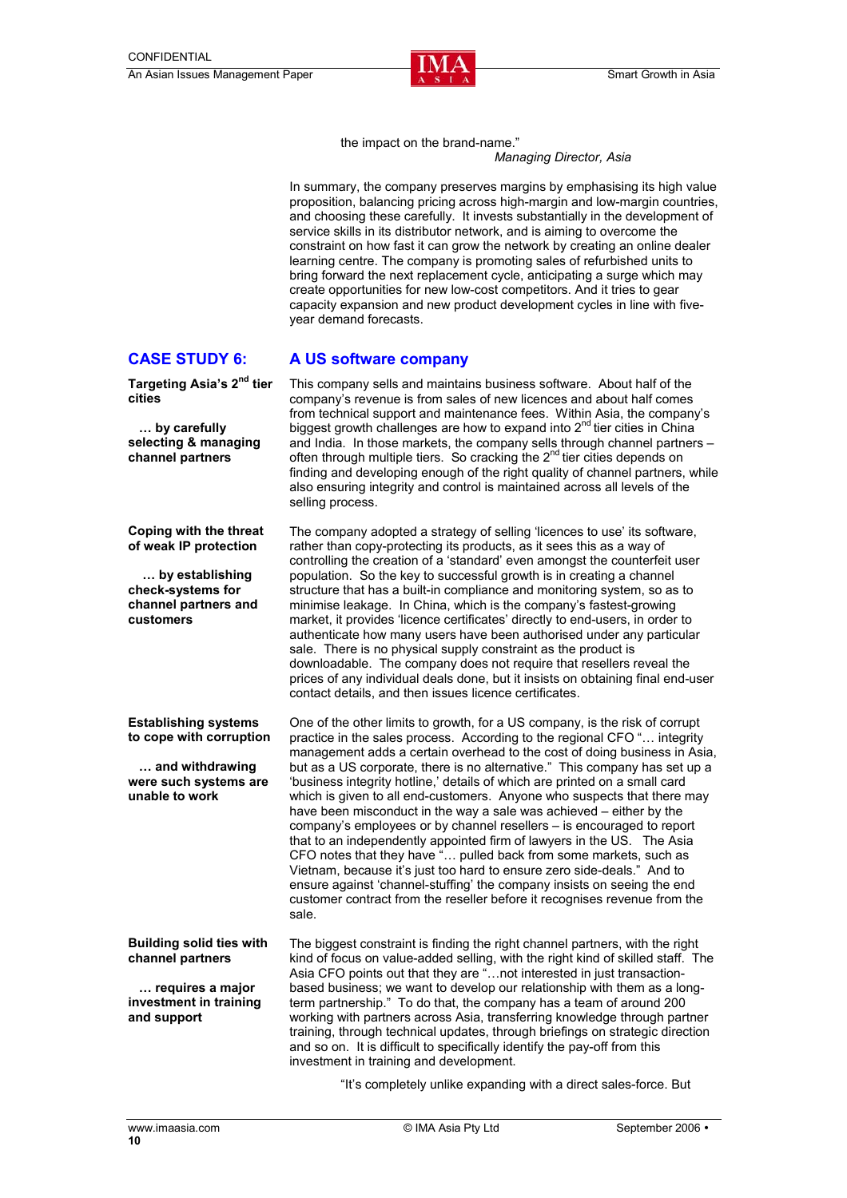the impact on the brand-name."

*Managing Director, Asia*

In summary, the company preserves margins by emphasising its high value proposition, balancing pricing across high-margin and low-margin countries, and choosing these carefully. It invests substantially in the development of service skills in its distributor network, and is aiming to overcome the constraint on how fast it can grow the network by creating an online dealer learning centre. The company is promoting sales of refurbished units to bring forward the next replacement cycle, anticipating a surge which may create opportunities for new low-cost competitors. And it tries to gear capacity expansion and new product development cycles in line with five-year demand forecasts.

## CASE STUDY 6: A US software company

**Targeting Asia's 2nd tier cities**

**… by carefully selecting & managing channel partners**

This company sells and maintains business software. About half of the company's revenue is from sales of new licences and about half comes from technical support and maintenance fees. Within Asia, the company's biggest growth challenges are how to expand into 2nd tier cities in China and India. In those markets, the company sells through channel partners – often through multiple tiers. So cracking the 2nd tier cities depends on finding and developing enough of the right quality of channel partners, while also ensuring integrity and control is maintained across all levels of the selling process.

**Coping with the threat of weak IP protection**

**… by establishing check-systems for channel partners and customers**

The company adopted a strategy of selling 'licences to use' its software, rather than copy-protecting its products, as it sees this as a way of controlling the creation of a 'standard' even amongst the counterfeit user population. So the key to successful growth is in creating a channel structure that has a built-in compliance and monitoring system, so as to minimise leakage. In China, which is the company's fastest-growing market, it provides 'licence certificates' directly to end-users, in order to authenticate how many users have been authorised under any particular sale. There is no physical supply constraint as the product is downloadable. The company does not require that resellers reveal the prices of any individual deals done, but it insists on obtaining final end-user contact details, and then issues licence certificates.

**Establishing systems to cope with corruption**

**… and withdrawing were such systems are unable to work**

One of the other limits to growth, for a US company, is the risk of corrupt practice in the sales process. According to the regional CFO "… integrity management adds a certain overhead to the cost of doing business in Asia, but as a US corporate, there is no alternative." This company has set up a 'business integrity hotline,' details of which are printed on a small card which is given to all end-customers. Anyone who suspects that there may have been misconduct in the way a sale was achieved – either by the company's employees or by channel resellers – is encouraged to report that to an independently appointed firm of lawyers in the US. The Asia CFO notes that they have "… pulled back from some markets, such as Vietnam, because it's just too hard to ensure zero side-deals." And to ensure against 'channel-stuffing' the company insists on seeing the end customer contract from the reseller before it recognises revenue from the sale.

**Building solid ties with channel partners**

**… requires a major investment in training and support**

The biggest constraint is finding the right channel partners, with the right kind of focus on value-added selling, with the right kind of skilled staff. The Asia CFO points out that they are "…not interested in just transaction-based business; we want to develop our relationship with them as a long-term partnership." To do that, the company has a team of around 200 working with partners across Asia, transferring knowledge through partner training, through technical updates, through briefings on strategic direction and so on. It is difficult to specifically identify the pay-off from this investment in training and development.

"It's completely unlike expanding with a direct sales-force. But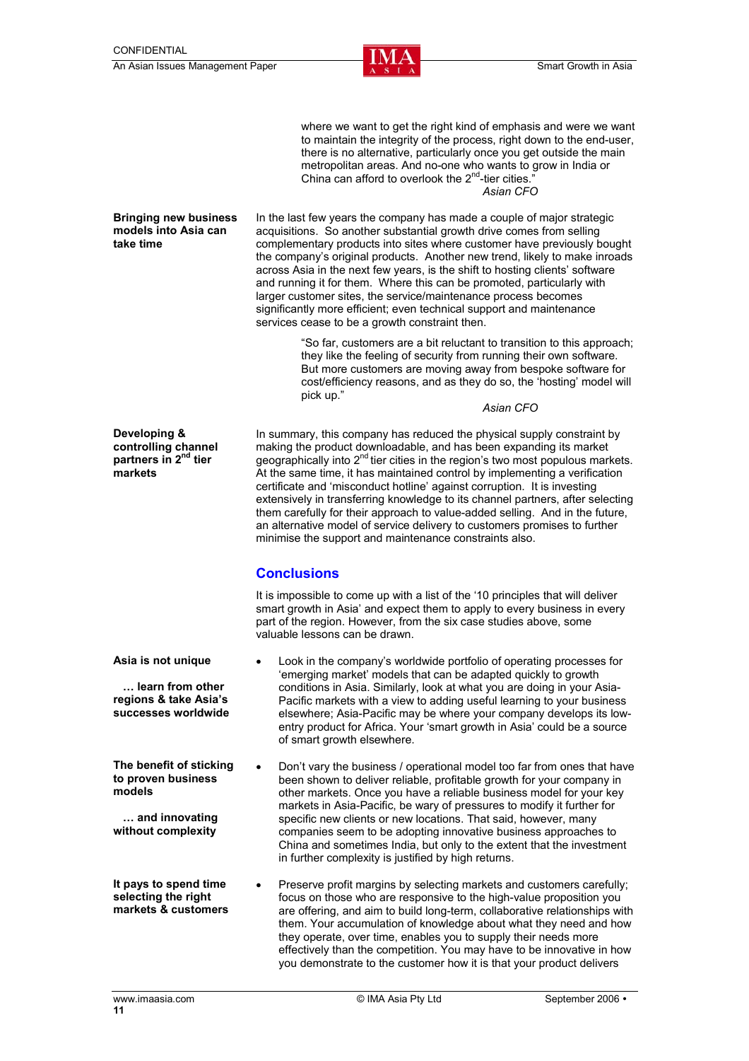> where we want to get the right kind of emphasis and were we want to maintain the integrity of the process, right down to the end-user, there is no alternative, particularly once you get outside the main metropolitan areas. And no-one who wants to grow in India or China can afford to overlook the 2nd-tier cities."
>
> *Asian CFO*

**Bringing new business models into Asia can take time**

In the last few years the company has made a couple of major strategic acquisitions. So another substantial growth drive comes from selling complementary products into sites where customer have previously bought the company's original products. Another new trend, likely to make inroads across Asia in the next few years, is the shift to hosting clients' software and running it for them. Where this can be promoted, particularly with larger customer sites, the service/maintenance process becomes significantly more efficient; even technical support and maintenance services cease to be a growth constraint then.

> "So far, customers are a bit reluctant to transition to this approach; they like the feeling of security from running their own software. But more customers are moving away from bespoke software for cost/efficiency reasons, and as they do so, the 'hosting' model will pick up."
>
> *Asian CFO*

**Developing & controlling channel partners in 2nd tier markets**

In summary, this company has reduced the physical supply constraint by making the product downloadable, and has been expanding its market geographically into 2nd tier cities in the region's two most populous markets. At the same time, it has maintained control by implementing a verification certificate and 'misconduct hotline' against corruption. It is investing extensively in transferring knowledge to its channel partners, after selecting them carefully for their approach to value-added selling. And in the future, an alternative model of service delivery to customers promises to further minimise the support and maintenance constraints also.

## Conclusions

It is impossible to come up with a list of the '10 principles that will deliver smart growth in Asia' and expect them to apply to every business in every part of the region. However, from the six case studies above, some valuable lessons can be drawn.

**Asia is not unique**

**… learn from other regions & take Asia's successes worldwide**

- Look in the company's worldwide portfolio of operating processes for 'emerging market' models that can be adapted quickly to growth conditions in Asia. Similarly, look at what you are doing in your Asia-Pacific markets with a view to adding useful learning to your business elsewhere; Asia-Pacific may be where your company develops its low-entry product for Africa. Your 'smart growth in Asia' could be a source of smart growth elsewhere.

**The benefit of sticking to proven business models**

**… and innovating without complexity**

- Don't vary the business / operational model too far from ones that have been shown to deliver reliable, profitable growth for your company in other markets. Once you have a reliable business model for your key markets in Asia-Pacific, be wary of pressures to modify it further for specific new clients or new locations. That said, however, many companies seem to be adopting innovative business approaches to China and sometimes India, but only to the extent that the investment in further complexity is justified by high returns.

**It pays to spend time selecting the right markets & customers**

- Preserve profit margins by selecting markets and customers carefully; focus on those who are responsive to the high-value proposition you are offering, and aim to build long-term, collaborative relationships with them. Your accumulation of knowledge about what they need and how they operate, over time, enables you to supply their needs more effectively than the competition. You may have to be innovative in how you demonstrate to the customer how it is that your product delivers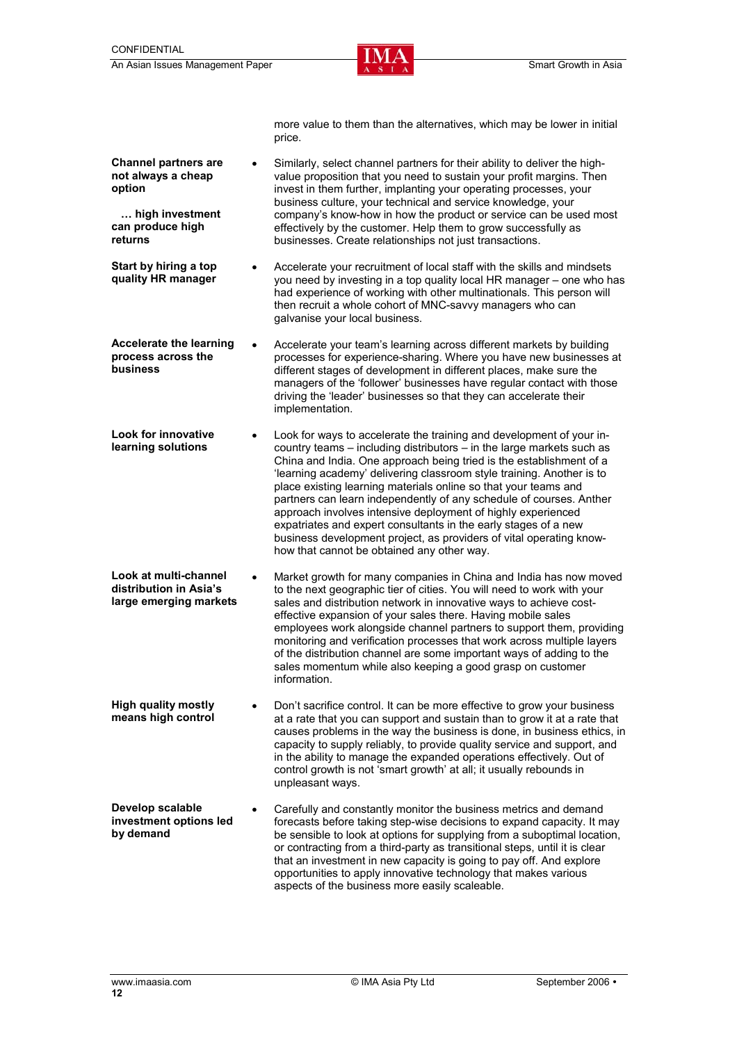more value to them than the alternatives, which may be lower in initial price.

**Channel partners are not always a cheap option**

**… high investment can produce high returns**

- Similarly, select channel partners for their ability to deliver the high-value proposition that you need to sustain your profit margins. Then invest in them further, implanting your operating processes, your business culture, your technical and service knowledge, your company's know-how in how the product or service can be used most effectively by the customer. Help them to grow successfully as businesses. Create relationships not just transactions.

**Start by hiring a top quality HR manager**

- Accelerate your recruitment of local staff with the skills and mindsets you need by investing in a top quality local HR manager – one who has had experience of working with other multinationals. This person will then recruit a whole cohort of MNC-savvy managers who can galvanise your local business.

**Accelerate the learning process across the business**

- Accelerate your team's learning across different markets by building processes for experience-sharing. Where you have new businesses at different stages of development in different places, make sure the managers of the 'follower' businesses have regular contact with those driving the 'leader' businesses so that they can accelerate their implementation.

**Look for innovative learning solutions**

- Look for ways to accelerate the training and development of your in-country teams – including distributors – in the large markets such as China and India. One approach being tried is the establishment of a 'learning academy' delivering classroom style training. Another is to place existing learning materials online so that your teams and partners can learn independently of any schedule of courses. Anther approach involves intensive deployment of highly experienced expatriates and expert consultants in the early stages of a new business development project, as providers of vital operating know-how that cannot be obtained any other way.

**Look at multi-channel distribution in Asia's large emerging markets**

- Market growth for many companies in China and India has now moved to the next geographic tier of cities. You will need to work with your sales and distribution network in innovative ways to achieve cost-effective expansion of your sales there. Having mobile sales employees work alongside channel partners to support them, providing monitoring and verification processes that work across multiple layers of the distribution channel are some important ways of adding to the sales momentum while also keeping a good grasp on customer information.

**High quality mostly means high control**

- Don't sacrifice control. It can be more effective to grow your business at a rate that you can support and sustain than to grow it at a rate that causes problems in the way the business is done, in business ethics, in capacity to supply reliably, to provide quality service and support, and in the ability to manage the expanded operations effectively. Out of control growth is not 'smart growth' at all; it usually rebounds in unpleasant ways.

**Develop scalable investment options led by demand**

- Carefully and constantly monitor the business metrics and demand forecasts before taking step-wise decisions to expand capacity. It may be sensible to look at options for supplying from a suboptimal location, or contracting from a third-party as transitional steps, until it is clear that an investment in new capacity is going to pay off. And explore opportunities to apply innovative technology that makes various aspects of the business more easily scaleable.